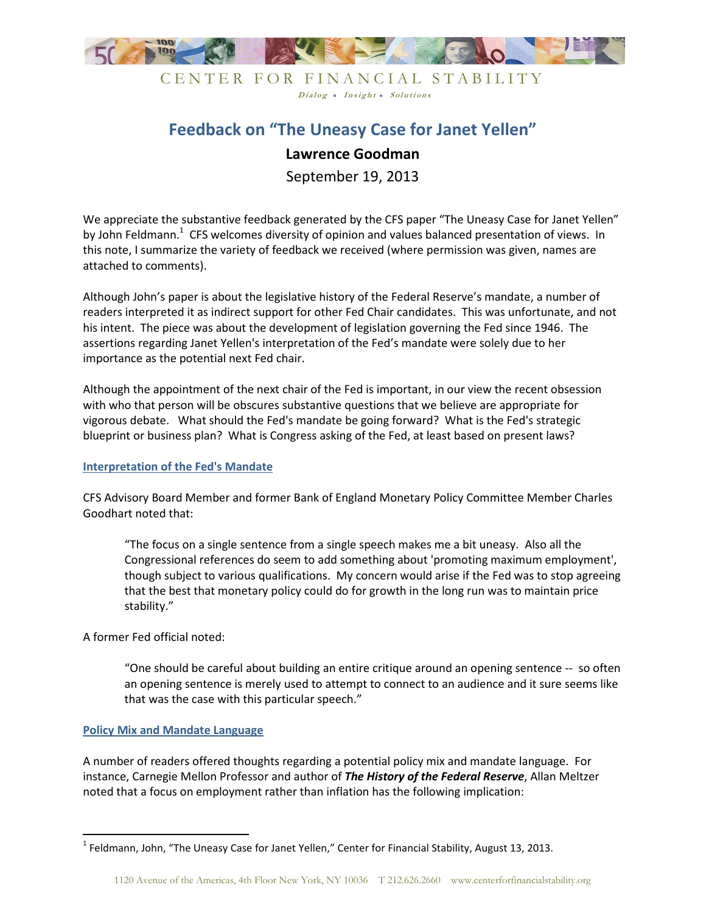CENTER FOR FINANCIAL STABILITY

*Dialog • Insight • Solutions*

# Feedback on "The Uneasy Case for Janet Yellen"

**Lawrence Goodman**

September 19, 2013

We appreciate the substantive feedback generated by the CFS paper "The Uneasy Case for Janet Yellen" by John Feldmann.[1] CFS welcomes diversity of opinion and values balanced presentation of views. In this note, I summarize the variety of feedback we received (where permission was given, names are attached to comments).

Although John's paper is about the legislative history of the Federal Reserve's mandate, a number of readers interpreted it as indirect support for other Fed Chair candidates. This was unfortunate, and not his intent. The piece was about the development of legislation governing the Fed since 1946. The assertions regarding Janet Yellen's interpretation of the Fed's mandate were solely due to her importance as the potential next Fed chair.

Although the appointment of the next chair of the Fed is important, in our view the recent obsession with who that person will be obscures substantive questions that we believe are appropriate for vigorous debate. What should the Fed's mandate be going forward? What is the Fed's strategic blueprint or business plan? What is Congress asking of the Fed, at least based on present laws?

## Interpretation of the Fed's Mandate

CFS Advisory Board Member and former Bank of England Monetary Policy Committee Member Charles Goodhart noted that:

> "The focus on a single sentence from a single speech makes me a bit uneasy. Also all the Congressional references do seem to add something about 'promoting maximum employment', though subject to various qualifications. My concern would arise if the Fed was to stop agreeing that the best that monetary policy could do for growth in the long run was to maintain price stability."

A former Fed official noted:

> "One should be careful about building an entire critique around an opening sentence -- so often an opening sentence is merely used to attempt to connect to an audience and it sure seems like that was the case with this particular speech."

## Policy Mix and Mandate Language

A number of readers offered thoughts regarding a potential policy mix and mandate language. For instance, Carnegie Mellon Professor and author of ***The History of the Federal Reserve***, Allan Meltzer noted that a focus on employment rather than inflation has the following implication:

[1] Feldmann, John, "The Uneasy Case for Janet Yellen," Center for Financial Stability, August 13, 2013.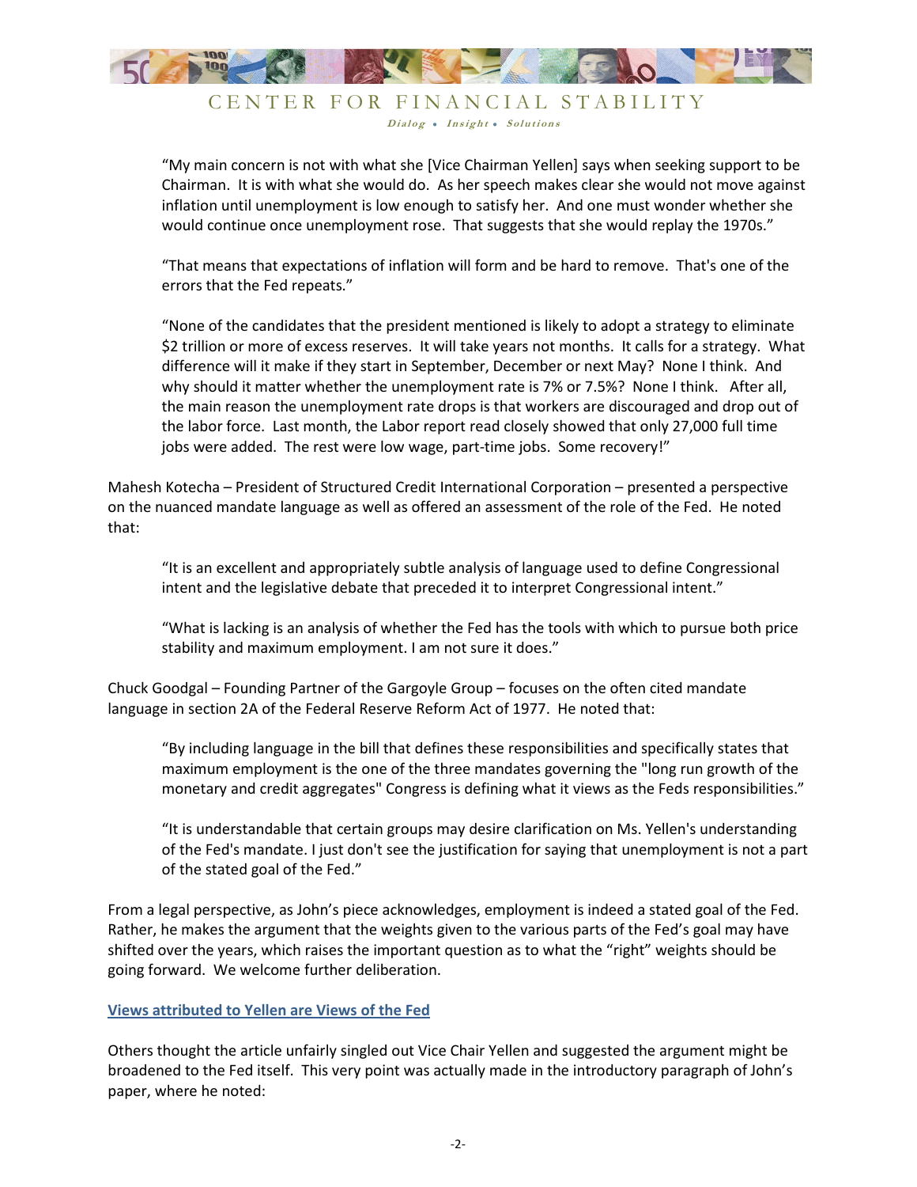> "My main concern is not with what she [Vice Chairman Yellen] says when seeking support to be Chairman. It is with what she would do. As her speech makes clear she would not move against inflation until unemployment is low enough to satisfy her. And one must wonder whether she would continue once unemployment rose. That suggests that she would replay the 1970s."
>
> "That means that expectations of inflation will form and be hard to remove. That's one of the errors that the Fed repeats."
>
> "None of the candidates that the president mentioned is likely to adopt a strategy to eliminate $2 trillion or more of excess reserves. It will take years not months. It calls for a strategy. What difference will it make if they start in September, December or next May? None I think. And why should it matter whether the unemployment rate is 7% or 7.5%? None I think. After all, the main reason the unemployment rate drops is that workers are discouraged and drop out of the labor force. Last month, the Labor report read closely showed that only 27,000 full time jobs were added. The rest were low wage, part-time jobs. Some recovery!"

Mahesh Kotecha – President of Structured Credit International Corporation – presented a perspective on the nuanced mandate language as well as offered an assessment of the role of the Fed. He noted that:

> "It is an excellent and appropriately subtle analysis of language used to define Congressional intent and the legislative debate that preceded it to interpret Congressional intent."
>
> "What is lacking is an analysis of whether the Fed has the tools with which to pursue both price stability and maximum employment. I am not sure it does."

Chuck Goodgal – Founding Partner of the Gargoyle Group – focuses on the often cited mandate language in section 2A of the Federal Reserve Reform Act of 1977. He noted that:

> "By including language in the bill that defines these responsibilities and specifically states that maximum employment is the one of the three mandates governing the "long run growth of the monetary and credit aggregates" Congress is defining what it views as the Feds responsibilities."
>
> "It is understandable that certain groups may desire clarification on Ms. Yellen's understanding of the Fed's mandate. I just don't see the justification for saying that unemployment is not a part of the stated goal of the Fed."

From a legal perspective, as John's piece acknowledges, employment is indeed a stated goal of the Fed. Rather, he makes the argument that the weights given to the various parts of the Fed's goal may have shifted over the years, which raises the important question as to what the "right" weights should be going forward. We welcome further deliberation.

## Views attributed to Yellen are Views of the Fed

Others thought the article unfairly singled out Vice Chair Yellen and suggested the argument might be broadened to the Fed itself. This very point was actually made in the introductory paragraph of John's paper, where he noted: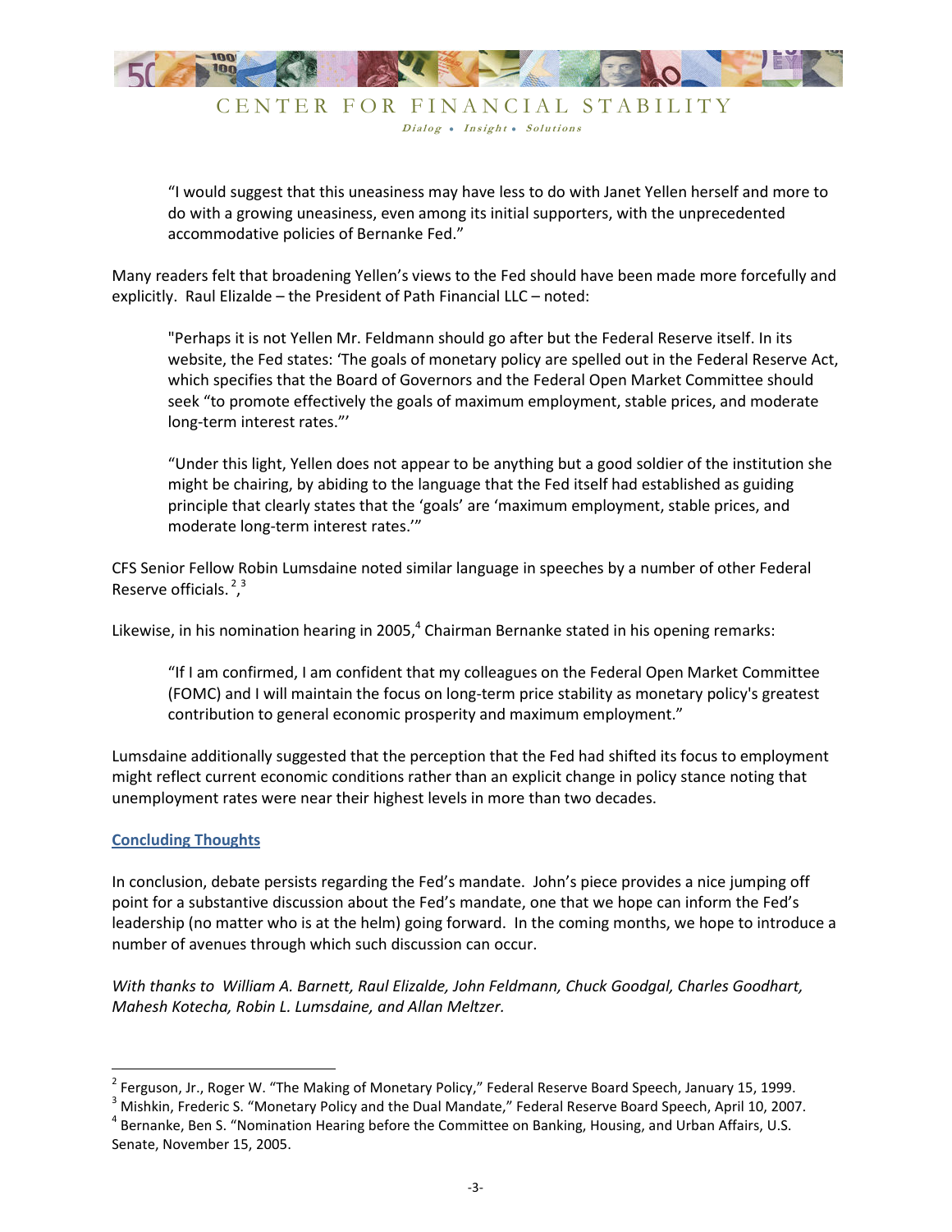> "I would suggest that this uneasiness may have less to do with Janet Yellen herself and more to do with a growing uneasiness, even among its initial supporters, with the unprecedented accommodative policies of Bernanke Fed."

Many readers felt that broadening Yellen's views to the Fed should have been made more forcefully and explicitly. Raul Elizalde – the President of Path Financial LLC – noted:

> "Perhaps it is not Yellen Mr. Feldmann should go after but the Federal Reserve itself. In its website, the Fed states: 'The goals of monetary policy are spelled out in the Federal Reserve Act, which specifies that the Board of Governors and the Federal Open Market Committee should seek "to promote effectively the goals of maximum employment, stable prices, and moderate long-term interest rates."'
>
> "Under this light, Yellen does not appear to be anything but a good soldier of the institution she might be chairing, by abiding to the language that the Fed itself had established as guiding principle that clearly states that the 'goals' are 'maximum employment, stable prices, and moderate long-term interest rates.'"

CFS Senior Fellow Robin Lumsdaine noted similar language in speeches by a number of other Federal Reserve officials.[2,3]

Likewise, in his nomination hearing in 2005,[4] Chairman Bernanke stated in his opening remarks:

> "If I am confirmed, I am confident that my colleagues on the Federal Open Market Committee (FOMC) and I will maintain the focus on long-term price stability as monetary policy's greatest contribution to general economic prosperity and maximum employment."

Lumsdaine additionally suggested that the perception that the Fed had shifted its focus to employment might reflect current economic conditions rather than an explicit change in policy stance noting that unemployment rates were near their highest levels in more than two decades.

## Concluding Thoughts

In conclusion, debate persists regarding the Fed's mandate. John's piece provides a nice jumping off point for a substantive discussion about the Fed's mandate, one that we hope can inform the Fed's leadership (no matter who is at the helm) going forward. In the coming months, we hope to introduce a number of avenues through which such discussion can occur.

*With thanks to William A. Barnett, Raul Elizalde, John Feldmann, Chuck Goodgal, Charles Goodhart, Mahesh Kotecha, Robin L. Lumsdaine, and Allan Meltzer.*

---

[2] Ferguson, Jr., Roger W. "The Making of Monetary Policy," Federal Reserve Board Speech, January 15, 1999.

[3] Mishkin, Frederic S. "Monetary Policy and the Dual Mandate," Federal Reserve Board Speech, April 10, 2007.

[4] Bernanke, Ben S. "Nomination Hearing before the Committee on Banking, Housing, and Urban Affairs, U.S. Senate, November 15, 2005.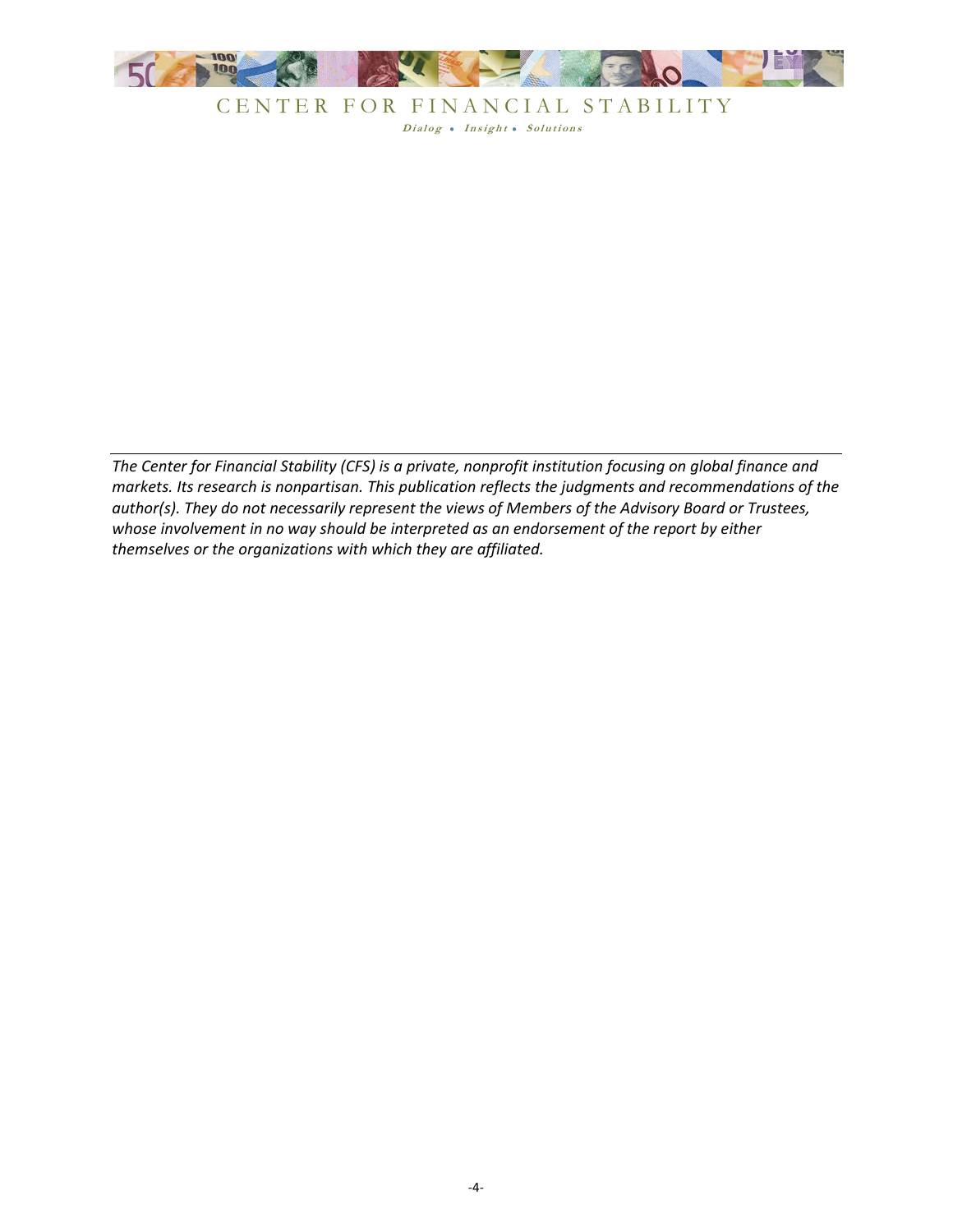CENTER FOR FINANCIAL STABILITY

**Dialog • Insight • Solutions**

---

*The Center for Financial Stability (CFS) is a private, nonprofit institution focusing on global finance and markets. Its research is nonpartisan. This publication reflects the judgments and recommendations of the author(s). They do not necessarily represent the views of Members of the Advisory Board or Trustees, whose involvement in no way should be interpreted as an endorsement of the report by either themselves or the organizations with which they are affiliated.*